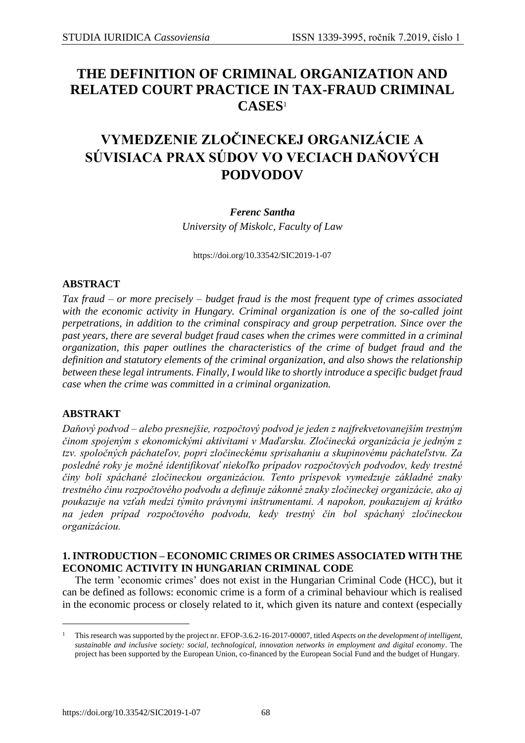# THE DEFINITION OF CRIMINAL ORGANIZATION AND RELATED COURT PRACTICE IN TAX-FRAUD CRIMINAL CASES[1]

# VYMEDZENIE ZLOČINECKEJ ORGANIZÁCIE A SÚVISIACA PRAX SÚDOV VO VECIACH DAŇOVÝCH PODVODOV

***Ferenc Santha***

*University of Miskolc, Faculty of Law*

https://doi.org/10.33542/SIC2019-1-07

## ABSTRACT

*Tax fraud – or more precisely – budget fraud is the most frequent type of crimes associated with the economic activity in Hungary. Criminal organization is one of the so-called joint perpetrations, in addition to the criminal conspiracy and group perpetration. Since over the past years, there are several budget fraud cases when the crimes were committed in a criminal organization, this paper outlines the characteristics of the crime of budget fraud and the definition and statutory elements of the criminal organization, and also shows the relationship between these legal intruments. Finally, I would like to shortly introduce a specific budget fraud case when the crime was committed in a criminal organization.*

## ABSTRAKT

*Daňový podvod – alebo presnejšie, rozpočtový podvod je jeden z najfrekvetovanejším trestným činom spojeným s ekonomickými aktivitami v Maďarsku. Zločinecká organizácia je jedným z tzv. spoločných páchateľov, popri zločineckému sprisahaniu a skupinovému páchateľstvu. Za posledné roky je možné identifikovať niekoľko prípadov rozpočtových podvodov, kedy trestné činy boli spáchané zločineckou organizáciou. Tento príspevok vymedzuje základné znaky trestného činu rozpočtového podvodu a definuje zákonné znaky zločineckej organizácie, ako aj poukazuje na vzťah medzi týmito právnymi inštrumentami. A napokon, poukazujem aj krátko na jeden prípad rozpočtového podvodu, kedy trestný čin bol spáchaný zločineckou organizáciou.*

## 1. INTRODUCTION – ECONOMIC CRIMES OR CRIMES ASSOCIATED WITH THE ECONOMIC ACTIVITY IN HUNGARIAN CRIMINAL CODE

The term 'economic crimes' does not exist in the Hungarian Criminal Code (HCC), but it can be defined as follows: economic crime is a form of a criminal behaviour which is realised in the economic process or closely related to it, which given its nature and context (especially

---

[1] This research was supported by the project nr. EFOP-3.6.2-16-2017-00007, titled *Aspects on the development of intelligent, sustainable and inclusive society: social, technological, innovation networks in employment and digital economy*. The project has been supported by the European Union, co-financed by the European Social Fund and the budget of Hungary.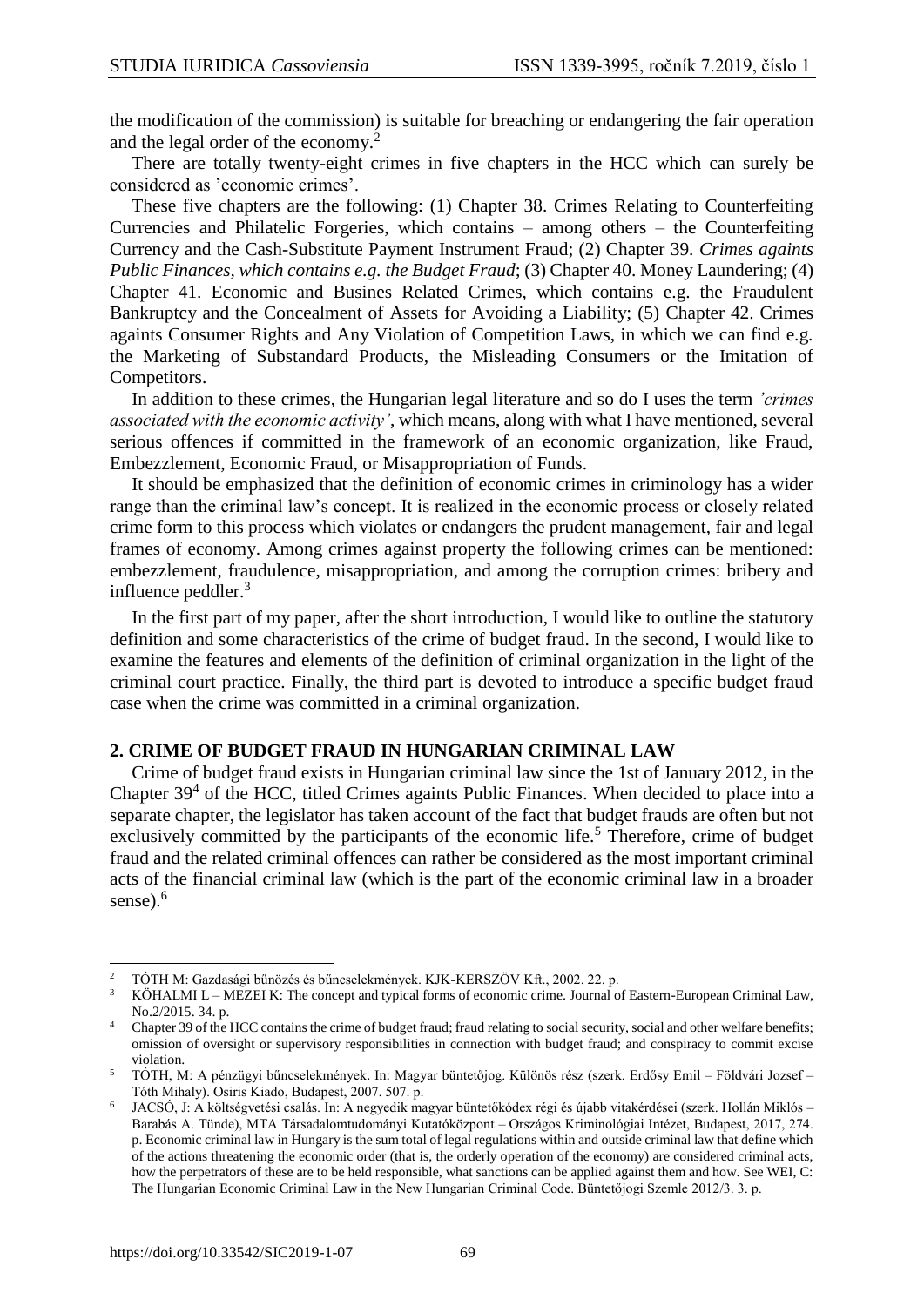the modification of the commission) is suitable for breaching or endangering the fair operation and the legal order of the economy.[2]

There are totally twenty-eight crimes in five chapters in the HCC which can surely be considered as 'economic crimes'.

These five chapters are the following: (1) Chapter 38. Crimes Relating to Counterfeiting Currencies and Philatelic Forgeries, which contains – among others – the Counterfeiting Currency and the Cash-Substitute Payment Instrument Fraud; (2) Chapter 39. *Crimes againts Public Finances, which contains e.g. the Budget Fraud*; (3) Chapter 40. Money Laundering; (4) Chapter 41. Economic and Busines Related Crimes, which contains e.g. the Fraudulent Bankruptcy and the Concealment of Assets for Avoiding a Liability; (5) Chapter 42. Crimes againts Consumer Rights and Any Violation of Competition Laws, in which we can find e.g. the Marketing of Substandard Products, the Misleading Consumers or the Imitation of Competitors.

In addition to these crimes, the Hungarian legal literature and so do I uses the term *'crimes associated with the economic activity'*, which means, along with what I have mentioned, several serious offences if committed in the framework of an economic organization, like Fraud, Embezzlement, Economic Fraud, or Misappropriation of Funds.

It should be emphasized that the definition of economic crimes in criminology has a wider range than the criminal law's concept. It is realized in the economic process or closely related crime form to this process which violates or endangers the prudent management, fair and legal frames of economy. Among crimes against property the following crimes can be mentioned: embezzlement, fraudulence, misappropriation, and among the corruption crimes: bribery and influence peddler.[3]

In the first part of my paper, after the short introduction, I would like to outline the statutory definition and some characteristics of the crime of budget fraud. In the second, I would like to examine the features and elements of the definition of criminal organization in the light of the criminal court practice. Finally, the third part is devoted to introduce a specific budget fraud case when the crime was committed in a criminal organization.

## 2. CRIME OF BUDGET FRAUD IN HUNGARIAN CRIMINAL LAW

Crime of budget fraud exists in Hungarian criminal law since the 1st of January 2012, in the Chapter 39[4] of the HCC, titled Crimes againts Public Finances. When decided to place into a separate chapter, the legislator has taken account of the fact that budget frauds are often but not exclusively committed by the participants of the economic life.[5] Therefore, crime of budget fraud and the related criminal offences can rather be considered as the most important criminal acts of the financial criminal law (which is the part of the economic criminal law in a broader sense).[6]

---

[2] TÓTH M: Gazdasági bűnözés és bűncselekmények. KJK-KERSZÖV Kft., 2002. 22. p.

[3] KŐHALMI L – MEZEI K: The concept and typical forms of economic crime. Journal of Eastern-European Criminal Law, No.2/2015. 34. p.

[4] Chapter 39 of the HCC contains the crime of budget fraud; fraud relating to social security, social and other welfare benefits; omission of oversight or supervisory responsibilities in connection with budget fraud; and conspiracy to commit excise violation.

[5] TÓTH, M: A pénzügyi bűncselekmények. In: Magyar büntetőjog. Különös rész (szerk. Erdősy Emil – Földvári Jozsef – Tóth Mihaly). Osiris Kiado, Budapest, 2007. 507. p.

[6] JACSÓ, J: A költségvetési csalás. In: A negyedik magyar büntetőkódex régi és újabb vitakérdései (szerk. Hollán Miklós – Barabás A. Tünde), MTA Társadalomtudományi Kutatóközpont – Országos Kriminológiai Intézet, Budapest, 2017, 274. p. Economic criminal law in Hungary is the sum total of legal regulations within and outside criminal law that define which of the actions threatening the economic order (that is, the orderly operation of the economy) are considered criminal acts, how the perpetrators of these are to be held responsible, what sanctions can be applied against them and how. See WEI, C: The Hungarian Economic Criminal Law in the New Hungarian Criminal Code. Büntetőjogi Szemle 2012/3. 3. p.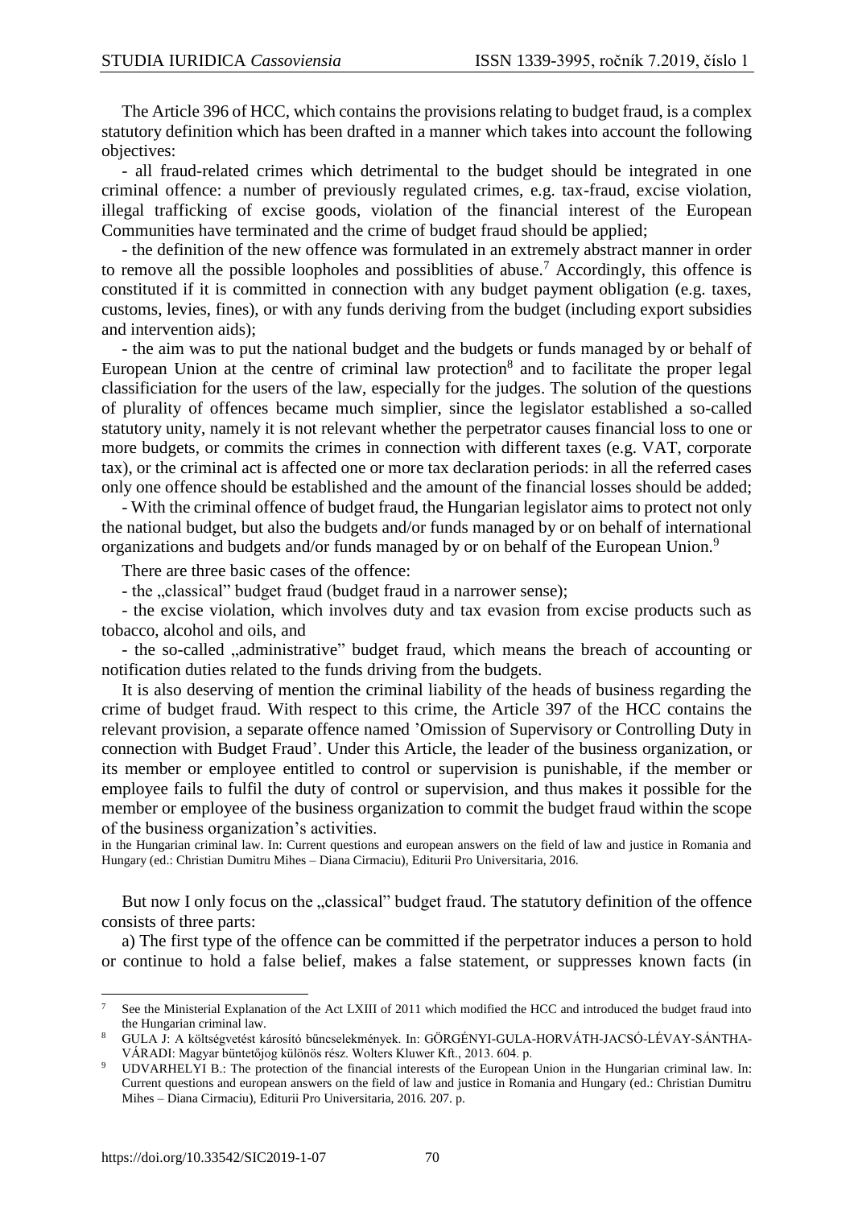The Article 396 of HCC, which contains the provisions relating to budget fraud, is a complex statutory definition which has been drafted in a manner which takes into account the following objectives:

- all fraud-related crimes which detrimental to the budget should be integrated in one criminal offence: a number of previously regulated crimes, e.g. tax-fraud, excise violation, illegal trafficking of excise goods, violation of the financial interest of the European Communities have terminated and the crime of budget fraud should be applied;
- the definition of the new offence was formulated in an extremely abstract manner in order to remove all the possible loopholes and possiblities of abuse.[7] Accordingly, this offence is constituted if it is committed in connection with any budget payment obligation (e.g. taxes, customs, levies, fines), or with any funds deriving from the budget (including export subsidies and intervention aids);
- the aim was to put the national budget and the budgets or funds managed by or behalf of European Union at the centre of criminal law protection[8] and to facilitate the proper legal classificiation for the users of the law, especially for the judges. The solution of the questions of plurality of offences became much simplier, since the legislator established a so-called statutory unity, namely it is not relevant whether the perpetrator causes financial loss to one or more budgets, or commits the crimes in connection with different taxes (e.g. VAT, corporate tax), or the criminal act is affected one or more tax declaration periods: in all the referred cases only one offence should be established and the amount of the financial losses should be added;
- With the criminal offence of budget fraud, the Hungarian legislator aims to protect not only the national budget, but also the budgets and/or funds managed by or on behalf of international organizations and budgets and/or funds managed by or on behalf of the European Union.[9]

There are three basic cases of the offence:

- the „classical" budget fraud (budget fraud in a narrower sense);
- the excise violation, which involves duty and tax evasion from excise products such as tobacco, alcohol and oils, and
- the so-called „administrative" budget fraud, which means the breach of accounting or notification duties related to the funds driving from the budgets.

It is also deserving of mention the criminal liability of the heads of business regarding the crime of budget fraud. With respect to this crime, the Article 397 of the HCC contains the relevant provision, a separate offence named 'Omission of Supervisory or Controlling Duty in connection with Budget Fraud'. Under this Article, the leader of the business organization, or its member or employee entitled to control or supervision is punishable, if the member or employee fails to fulfil the duty of control or supervision, and thus makes it possible for the member or employee of the business organization to commit the budget fraud within the scope of the business organization's activities.

in the Hungarian criminal law. In: Current questions and european answers on the field of law and justice in Romania and Hungary (ed.: Christian Dumitru Mihes – Diana Cirmaciu), Editurii Pro Universitaria, 2016.

But now I only focus on the „classical" budget fraud. The statutory definition of the offence consists of three parts:

a) The first type of the offence can be committed if the perpetrator induces a person to hold or continue to hold a false belief, makes a false statement, or suppresses known facts (in

---

[7] See the Ministerial Explanation of the Act LXIII of 2011 which modified the HCC and introduced the budget fraud into the Hungarian criminal law.

[8] GULA J: A költségvetést károsító bűncselekmények. In: GÖRGÉNYI-GULA-HORVÁTH-JACSÓ-LÉVAY-SÁNTHA-VÁRADI: Magyar büntetőjog különös rész. Wolters Kluwer Kft., 2013. 604. p.

[9] UDVARHELYI B.: The protection of the financial interests of the European Union in the Hungarian criminal law. In: Current questions and european answers on the field of law and justice in Romania and Hungary (ed.: Christian Dumitru Mihes – Diana Cirmaciu), Editurii Pro Universitaria, 2016. 207. p.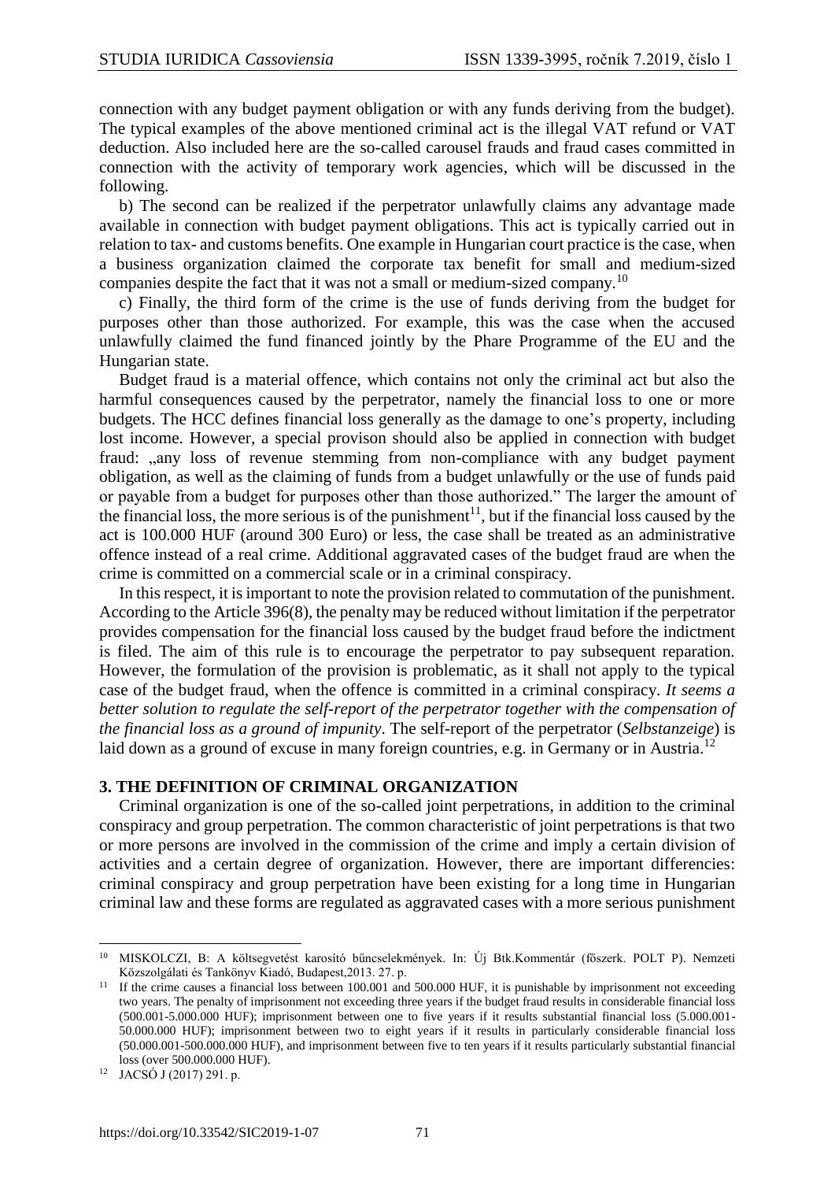connection with any budget payment obligation or with any funds deriving from the budget). The typical examples of the above mentioned criminal act is the illegal VAT refund or VAT deduction. Also included here are the so-called carousel frauds and fraud cases committed in connection with the activity of temporary work agencies, which will be discussed in the following.

b) The second can be realized if the perpetrator unlawfully claims any advantage made available in connection with budget payment obligations. This act is typically carried out in relation to tax- and customs benefits. One example in Hungarian court practice is the case, when a business organization claimed the corporate tax benefit for small and medium-sized companies despite the fact that it was not a small or medium-sized company.[10]

c) Finally, the third form of the crime is the use of funds deriving from the budget for purposes other than those authorized. For example, this was the case when the accused unlawfully claimed the fund financed jointly by the Phare Programme of the EU and the Hungarian state.

Budget fraud is a material offence, which contains not only the criminal act but also the harmful consequences caused by the perpetrator, namely the financial loss to one or more budgets. The HCC defines financial loss generally as the damage to one's property, including lost income. However, a special provison should also be applied in connection with budget fraud: „any loss of revenue stemming from non-compliance with any budget payment obligation, as well as the claiming of funds from a budget unlawfully or the use of funds paid or payable from a budget for purposes other than those authorized." The larger the amount of the financial loss, the more serious is of the punishment[11], but if the financial loss caused by the act is 100.000 HUF (around 300 Euro) or less, the case shall be treated as an administrative offence instead of a real crime. Additional aggravated cases of the budget fraud are when the crime is committed on a commercial scale or in a criminal conspiracy.

In this respect, it is important to note the provision related to commutation of the punishment. According to the Article 396(8), the penalty may be reduced without limitation if the perpetrator provides compensation for the financial loss caused by the budget fraud before the indictment is filed. The aim of this rule is to encourage the perpetrator to pay subsequent reparation. However, the formulation of the provision is problematic, as it shall not apply to the typical case of the budget fraud, when the offence is committed in a criminal conspiracy. *It seems a better solution to regulate the self-report of the perpetrator together with the compensation of the financial loss as a ground of impunity*. The self-report of the perpetrator (*Selbstanzeige*) is laid down as a ground of excuse in many foreign countries, e.g. in Germany or in Austria.[12]

## 3. THE DEFINITION OF CRIMINAL ORGANIZATION

Criminal organization is one of the so-called joint perpetrations, in addition to the criminal conspiracy and group perpetration. The common characteristic of joint perpetrations is that two or more persons are involved in the commission of the crime and imply a certain division of activities and a certain degree of organization. However, there are important differences: criminal conspiracy and group perpetration have been existing for a long time in Hungarian criminal law and these forms are regulated as aggravated cases with a more serious punishment

---

[10] MISKOLCZI, B: A költsegvetést karosító bűncselekmények. In: Új Btk.Kommentár (főszerk. POLT P). Nemzeti Közszolgálati és Tankönyv Kiadó, Budapest,2013. 27. p.

[11] If the crime causes a financial loss between 100.001 and 500.000 HUF, it is punishable by imprisonment not exceeding two years. The penalty of imprisonment not exceeding three years if the budget fraud results in considerable financial loss (500.001-5.000.000 HUF); imprisonment between one to five years if it results substantial financial loss (5.000.001-50.000.000 HUF); imprisonment between two to eight years if it results in particularly considerable financial loss (50.000.001-500.000.000 HUF), and imprisonment between five to ten years if it results particularly substantial financial loss (over 500.000.000 HUF).

[12] JACSÓ J (2017) 291. p.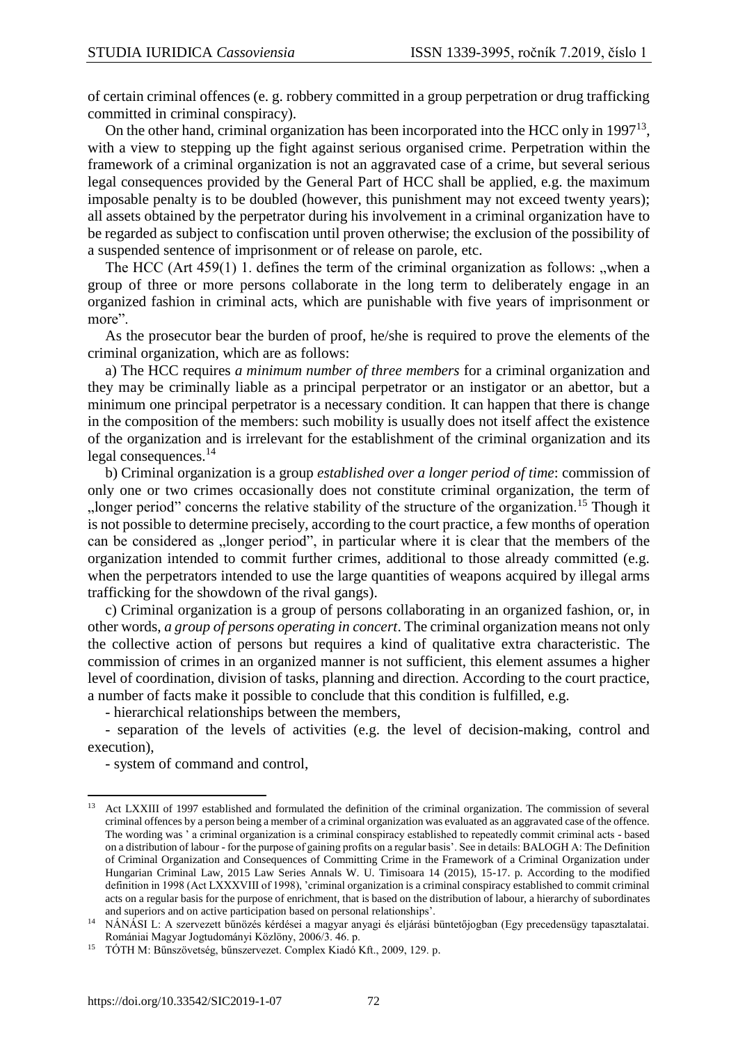of certain criminal offences (e. g. robbery committed in a group perpetration or drug trafficking committed in criminal conspiracy).

On the other hand, criminal organization has been incorporated into the HCC only in 1997[13], with a view to stepping up the fight against serious organised crime. Perpetration within the framework of a criminal organization is not an aggravated case of a crime, but several serious legal consequences provided by the General Part of HCC shall be applied, e.g. the maximum imposable penalty is to be doubled (however, this punishment may not exceed twenty years); all assets obtained by the perpetrator during his involvement in a criminal organization have to be regarded as subject to confiscation until proven otherwise; the exclusion of the possibility of a suspended sentence of imprisonment or of release on parole, etc.

The HCC (Art 459(1) 1. defines the term of the criminal organization as follows: „when a group of three or more persons collaborate in the long term to deliberately engage in an organized fashion in criminal acts, which are punishable with five years of imprisonment or more".

As the prosecutor bear the burden of proof, he/she is required to prove the elements of the criminal organization, which are as follows:

a) The HCC requires *a minimum number of three members* for a criminal organization and they may be criminally liable as a principal perpetrator or an instigator or an abettor, but a minimum one principal perpetrator is a necessary condition. It can happen that there is change in the composition of the members: such mobility is usually does not itself affect the existence of the organization and is irrelevant for the establishment of the criminal organization and its legal consequences.[14]

b) Criminal organization is a group *established over a longer period of time*: commission of only one or two crimes occasionally does not constitute criminal organization, the term of „longer period" concerns the relative stability of the structure of the organization.[15] Though it is not possible to determine precisely, according to the court practice, a few months of operation can be considered as „longer period", in particular where it is clear that the members of the organization intended to commit further crimes, additional to those already committed (e.g. when the perpetrators intended to use the large quantities of weapons acquired by illegal arms trafficking for the showdown of the rival gangs).

c) Criminal organization is a group of persons collaborating in an organized fashion, or, in other words, *a group of persons operating in concert*. The criminal organization means not only the collective action of persons but requires a kind of qualitative extra characteristic. The commission of crimes in an organized manner is not sufficient, this element assumes a higher level of coordination, division of tasks, planning and direction. According to the court practice, a number of facts make it possible to conclude that this condition is fulfilled, e.g.

- hierarchical relationships between the members,
- separation of the levels of activities (e.g. the level of decision-making, control and execution),
- system of command and control,

---

[13] Act LXXIII of 1997 established and formulated the definition of the criminal organization. The commission of several criminal offences by a person being a member of a criminal organization was evaluated as an aggravated case of the offence. The wording was ' a criminal organization is a criminal conspiracy established to repeatedly commit criminal acts - based on a distribution of labour - for the purpose of gaining profits on a regular basis'. See in details: BALOGH A: The Definition of Criminal Organization and Consequences of Committing Crime in the Framework of a Criminal Organization under Hungarian Criminal Law, 2015 Law Series Annals W. U. Timisoara 14 (2015), 15-17. p. According to the modified definition in 1998 (Act LXXXVIII of 1998), 'criminal organization is a criminal conspiracy established to commit criminal acts on a regular basis for the purpose of enrichment, that is based on the distribution of labour, a hierarchy of subordinates and superiors and on active participation based on personal relationships'.

[14] NÁNÁSI L: A szervezett bűnözés kérdései a magyar anyagi és eljárási büntetőjogban (Egy precedensügy tapasztalatai. Romániai Magyar Jogtudományi Közlöny, 2006/3. 46. p.

[15] TÓTH M: Bűnszövetség, bűnszervezet. Complex Kiadó Kft., 2009, 129. p.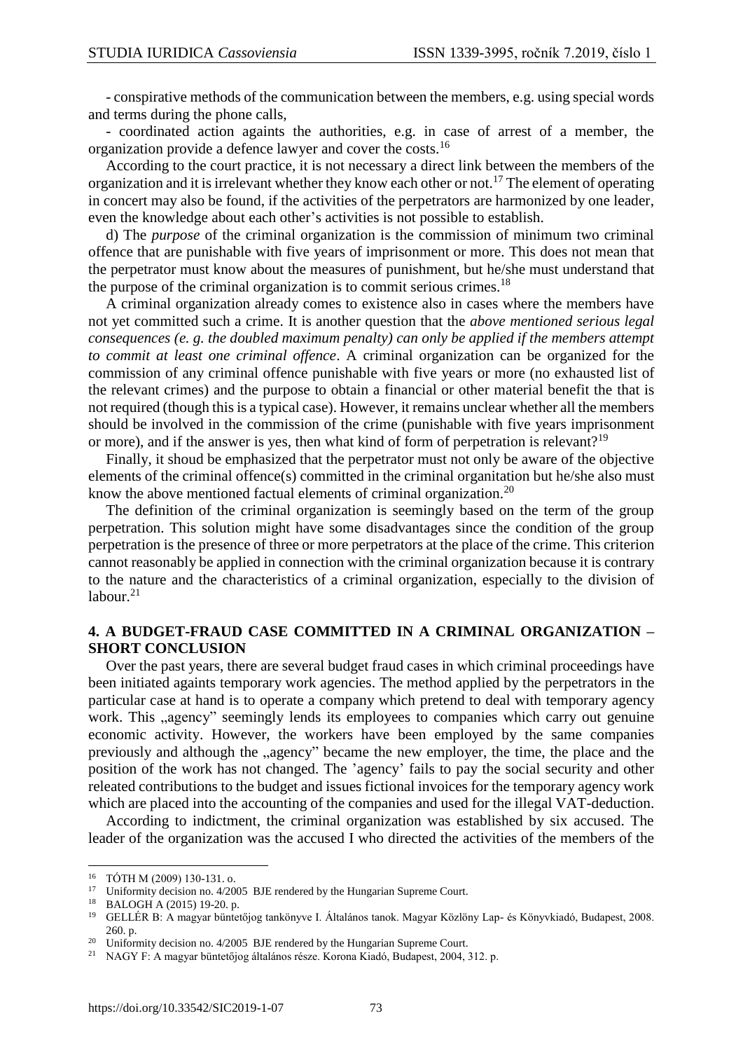- conspirative methods of the communication between the members, e.g. using special words and terms during the phone calls,

- coordinated action againts the authorities, e.g. in case of arrest of a member, the organization provide a defence lawyer and cover the costs.[16]

According to the court practice, it is not necessary a direct link between the members of the organization and it is irrelevant whether they know each other or not.[17] The element of operating in concert may also be found, if the activities of the perpetrators are harmonized by one leader, even the knowledge about each other's activities is not possible to establish.

d) The *purpose* of the criminal organization is the commission of minimum two criminal offence that are punishable with five years of imprisonment or more. This does not mean that the perpetrator must know about the measures of punishment, but he/she must understand that the purpose of the criminal organization is to commit serious crimes.[18]

A criminal organization already comes to existence also in cases where the members have not yet committed such a crime. It is another question that the *above mentioned serious legal consequences (e. g. the doubled maximum penalty) can only be applied if the members attempt to commit at least one criminal offence*. A criminal organization can be organized for the commission of any criminal offence punishable with five years or more (no exhausted list of the relevant crimes) and the purpose to obtain a financial or other material benefit the that is not required (though this is a typical case). However, it remains unclear whether all the members should be involved in the commission of the crime (punishable with five years imprisonment or more), and if the answer is yes, then what kind of form of perpetration is relevant?[19]

Finally, it shoud be emphasized that the perpetrator must not only be aware of the objective elements of the criminal offence(s) committed in the criminal organitation but he/she also must know the above mentioned factual elements of criminal organization.[20]

The definition of the criminal organization is seemingly based on the term of the group perpetration. This solution might have some disadvantages since the condition of the group perpetration is the presence of three or more perpetrators at the place of the crime. This criterion cannot reasonably be applied in connection with the criminal organization because it is contrary to the nature and the characteristics of a criminal organization, especially to the division of labour.[21]

## 4. A BUDGET-FRAUD CASE COMMITTED IN A CRIMINAL ORGANIZATION – SHORT CONCLUSION

Over the past years, there are several budget fraud cases in which criminal proceedings have been initiated againts temporary work agencies. The method applied by the perpetrators in the particular case at hand is to operate a company which pretend to deal with temporary agency work. This „agency" seemingly lends its employees to companies which carry out genuine economic activity. However, the workers have been employed by the same companies previously and although the „agency" became the new employer, the time, the place and the position of the work has not changed. The 'agency' fails to pay the social security and other releated contributions to the budget and issues fictional invoices for the temporary agency work which are placed into the accounting of the companies and used for the illegal VAT-deduction.

According to indictment, the criminal organization was established by six accused. The leader of the organization was the accused I who directed the activities of the members of the

---

[16] TÓTH M (2009) 130-131. o.

[17] Uniformity decision no. 4/2005 BJE rendered by the Hungarian Supreme Court.

[18] BALOGH A (2015) 19-20. p.

[19] GELLÉR B: A magyar büntetőjog tankönyve I. Általános tanok. Magyar Közlöny Lap- és Könyvkiadó, Budapest, 2008. 260. p.

[20] Uniformity decision no. 4/2005 BJE rendered by the Hungarian Supreme Court.

[21] NAGY F: A magyar büntetőjog általános része. Korona Kiadó, Budapest, 2004, 312. p.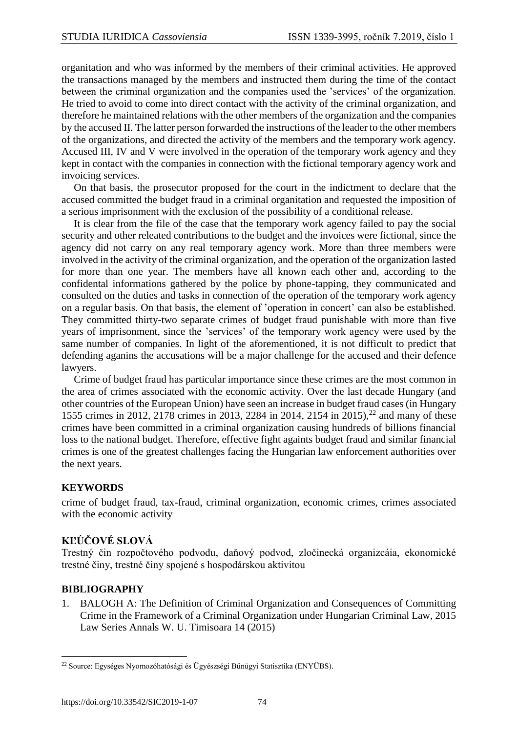organitation and who was informed by the members of their criminal activities. He approved the transactions managed by the members and instructed them during the time of the contact between the criminal organization and the companies used the 'services' of the organization. He tried to avoid to come into direct contact with the activity of the criminal organization, and therefore he maintained relations with the other members of the organization and the companies by the accused II. The latter person forwarded the instructions of the leader to the other members of the organizations, and directed the activity of the members and the temporary work agency. Accused III, IV and V were involved in the operation of the temporary work agency and they kept in contact with the companies in connection with the fictional temporary agency work and invoicing services.

On that basis, the prosecutor proposed for the court in the indictment to declare that the accused committed the budget fraud in a criminal organitation and requested the imposition of a serious imprisonment with the exclusion of the possibility of a conditional release.

It is clear from the file of the case that the temporary work agency failed to pay the social security and other releated contributions to the budget and the invoices were fictional, since the agency did not carry on any real temporary agency work. More than three members were involved in the activity of the criminal organization, and the operation of the organization lasted for more than one year. The members have all known each other and, according to the confidental informations gathered by the police by phone-tapping, they communicated and consulted on the duties and tasks in connection of the operation of the temporary work agency on a regular basis. On that basis, the element of 'operation in concert' can also be established. They committed thirty-two separate crimes of budget fraud punishable with more than five years of imprisonment, since the 'services' of the temporary work agency were used by the same number of companies. In light of the aforementioned, it is not difficult to predict that defending aganins the accusations will be a major challenge for the accused and their defence lawyers.

Crime of budget fraud has particular importance since these crimes are the most common in the area of crimes associated with the economic activity. Over the last decade Hungary (and other countries of the European Union) have seen an increase in budget fraud cases (in Hungary 1555 crimes in 2012, 2178 crimes in 2013, 2284 in 2014, 2154 in 2015),[22] and many of these crimes have been committed in a criminal organization causing hundreds of billions financial loss to the national budget. Therefore, effective fight againts budget fraud and similar financial crimes is one of the greatest challenges facing the Hungarian law enforcement authorities over the next years.

## KEYWORDS

crime of budget fraud, tax-fraud, criminal organization, economic crimes, crimes associated with the economic activity

## KĽÚČOVÉ SLOVÁ

Trestný čin rozpočtového podvodu, daňový podvod, zločinecká organizcáia, ekonomické trestné činy, trestné činy spojené s hospodárskou aktivitou

## BIBLIOGRAPHY

1. BALOGH A: The Definition of Criminal Organization and Consequences of Committing Crime in the Framework of a Criminal Organization under Hungarian Criminal Law, 2015 Law Series Annals W. U. Timisoara 14 (2015)

[22] Source: Egységes Nyomozóhatósági és Ügyészségi Bűnügyi Statisztika (ENYÜBS).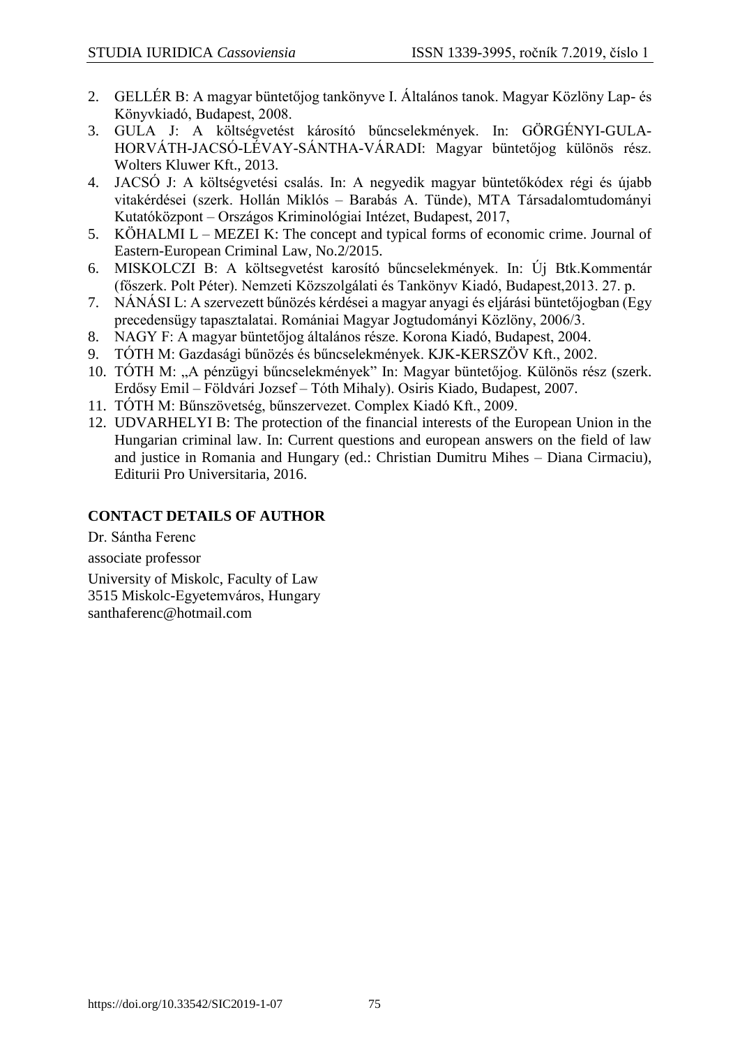2. GELLÉR B: A magyar büntetőjog tankönyve I. Általános tanok. Magyar Közlöny Lap- és Könyvkiadó, Budapest, 2008.
3. GULA J: A költségvetést károsító bűncselekmények. In: GÖRGÉNYI-GULA-HORVÁTH-JACSÓ-LÉVAY-SÁNTHA-VÁRADI: Magyar büntetőjog különös rész. Wolters Kluwer Kft., 2013.
4. JACSÓ J: A költségvetési csalás. In: A negyedik magyar büntetőkódex régi és újabb vitakérdései (szerk. Hollán Miklós – Barabás A. Tünde), MTA Társadalomtudományi Kutatóközpont – Országos Kriminológiai Intézet, Budapest, 2017,
5. KÖHALMI L – MEZEI K: The concept and typical forms of economic crime. Journal of Eastern-European Criminal Law, No.2/2015.
6. MISKOLCZI B: A költsegvetést karosító bűncselekmények. In: Új Btk.Kommentár (főszerk. Polt Péter). Nemzeti Közszolgálati és Tankönyv Kiadó, Budapest,2013. 27. p.
7. NÁNÁSI L: A szervezett bűnözés kérdései a magyar anyagi és eljárási büntetőjogban (Egy precedensügy tapasztalatai. Romániai Magyar Jogtudományi Közlöny, 2006/3.
8. NAGY F: A magyar büntetőjog általános része. Korona Kiadó, Budapest, 2004.
9. TÓTH M: Gazdasági bűnözés és bűncselekmények. KJK-KERSZÖV Kft., 2002.
10. TÓTH M: „A pénzügyi bűncselekmények" In: Magyar büntetőjog. Különös rész (szerk. Erdősy Emil – Földvári Jozsef – Tóth Mihaly). Osiris Kiado, Budapest, 2007.
11. TÓTH M: Bűnszövetség, bűnszervezet. Complex Kiadó Kft., 2009.
12. UDVARHELYI B: The protection of the financial interests of the European Union in the Hungarian criminal law. In: Current questions and european answers on the field of law and justice in Romania and Hungary (ed.: Christian Dumitru Mihes – Diana Cirmaciu), Editurii Pro Universitaria, 2016.

**CONTACT DETAILS OF AUTHOR**

Dr. Sántha Ferenc

associate professor

University of Miskolc, Faculty of Law
3515 Miskolc-Egyetemváros, Hungary
santhaferenc@hotmail.com